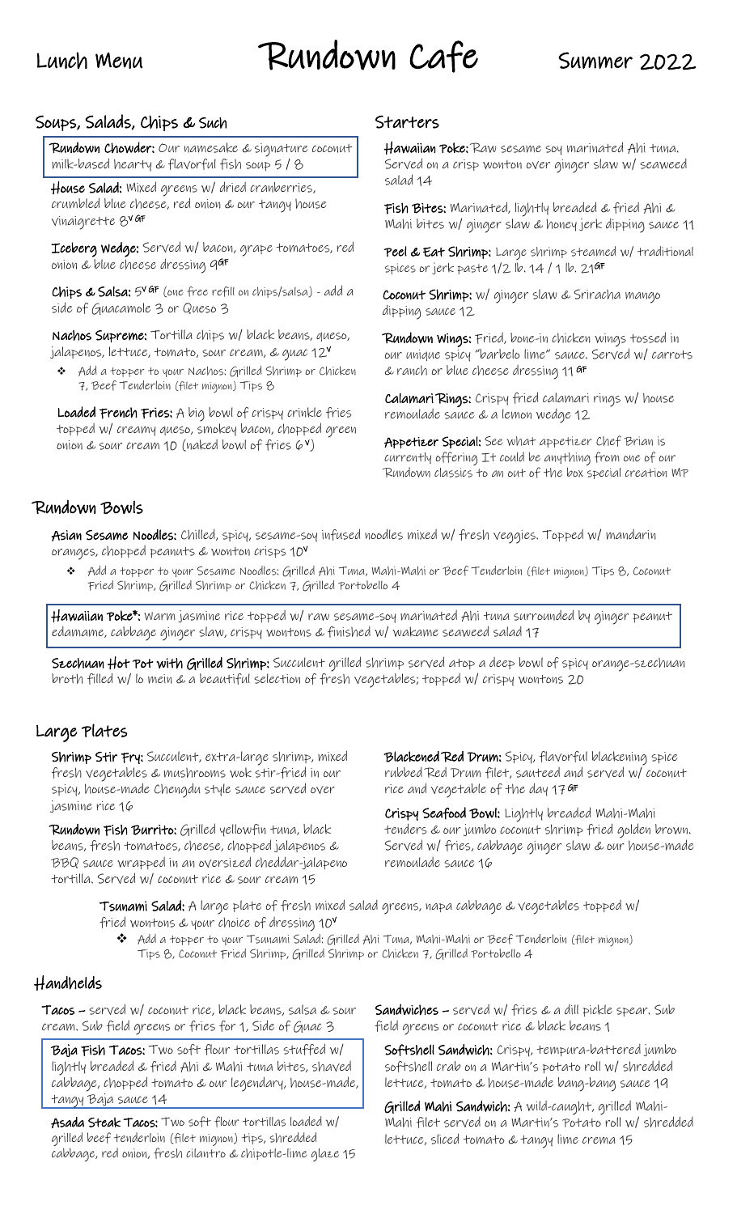Lunch Menu

# Rundown Cafe

Summer 2022

## Soups, Salads, Chips & Such

**Rundown Chowder:** Our namesake & signature coconut milk-based hearty & flavorful fish soup 5 / 8

**House Salad:** Mixed greens w/ dried cranberries, crumbled blue cheese, red onion & our tangy house vinaigrette 8 V GF

**Iceberg Wedge:** Served w/ bacon, grape tomatoes, red onion & blue cheese dressing 9 GF

**Chips & Salsa:** 5 V GF (one free refill on chips/salsa) - add a side of Guacamole 3 or Queso 3

**Nachos Supreme:** Tortilla chips w/ black beans, queso, jalapenos, lettuce, tomato, sour cream, & guac 12 V

- Add a topper to your Nachos: Grilled Shrimp or Chicken 7, Beef Tenderloin (filet mignon) Tips 8

**Loaded French Fries:** A big bowl of crispy crinkle fries topped w/ creamy queso, smokey bacon, chopped green onion & sour cream 10 (naked bowl of fries 6 V)

## Starters

**Hawaiian Poke:** Raw sesame soy marinated Ahi tuna. Served on a crisp wonton over ginger slaw w/ seaweed salad 14

**Fish Bites:** Marinated, lightly breaded & fried Ahi & Mahi bites w/ ginger slaw & honey jerk dipping sauce 11

**Peel & Eat Shrimp:** Large shrimp steamed w/ traditional spices or jerk paste 1/2 lb. 14 / 1 lb. 21 GF

**Coconut Shrimp:** w/ ginger slaw & Sriracha mango dipping sauce 12

**Rundown Wings:** Fried, bone-in chicken wings tossed in our unique spicy "barbelo lime" sauce. Served w/ carrots & ranch or blue cheese dressing 11 GF

**Calamari Rings:** Crispy fried calamari rings w/ house remoulade sauce & a lemon wedge 12

**Appetizer Special:** See what appetizer Chef Brian is currently offering It could be anything from one of our Rundown classics to an out of the box special creation MP

## Rundown Bowls

**Asian Sesame Noodles:** Chilled, spicy, sesame-soy infused noodles mixed w/ fresh veggies. Topped w/ mandarin oranges, chopped peanuts & wonton crisps 10 V

- Add a topper to your Sesame Noodles: Grilled Ahi Tuna, Mahi-Mahi or Beef Tenderloin (filet mignon) Tips 8, Coconut Fried Shrimp, Grilled Shrimp or Chicken 7, Grilled Portobello 4

**Hawaiian Poke*:** Warm jasmine rice topped w/ raw sesame-soy marinated Ahi tuna surrounded by ginger peanut edamame, cabbage ginger slaw, crispy wontons & finished w/ wakame seaweed salad 17

**Szechuan Hot Pot with Grilled Shrimp:** Succulent grilled shrimp served atop a deep bowl of spicy orange-szechuan broth filled w/ lo mein & a beautiful selection of fresh vegetables; topped w/ crispy wontons 20

## Large Plates

**Shrimp Stir Fry:** Succulent, extra-large shrimp, mixed fresh vegetables & mushrooms wok stir-fried in our spicy, house-made Chengdu style sauce served over jasmine rice 16

**Rundown Fish Burrito:** Grilled yellowfin tuna, black beans, fresh tomatoes, cheese, chopped jalapenos & BBQ sauce wrapped in an oversized cheddar-jalapeno tortilla. Served w/ coconut rice & sour cream 15

**Blackened Red Drum:** Spicy, flavorful blackening spice rubbed Red Drum filet, sauteed and served w/ coconut rice and vegetable of the day 17 GF

**Crispy Seafood Bowl:** Lightly breaded Mahi-Mahi tenders & our jumbo coconut shrimp fried golden brown. Served w/ fries, cabbage ginger slaw & our house-made remoulade sauce 16

**Tsunami Salad:** A large plate of fresh mixed salad greens, napa cabbage & vegetables topped w/ fried wontons & your choice of dressing 10 V

- Add a topper to your Tsunami Salad: Grilled Ahi Tuna, Mahi-Mahi or Beef Tenderloin (filet mignon) Tips 8, Coconut Fried Shrimp, Grilled Shrimp or Chicken 7, Grilled Portobello 4

## Handhelds

**Tacos** – served w/ coconut rice, black beans, salsa & sour cream. Sub field greens or fries for 1, Side of Guac 3

**Baja Fish Tacos:** Two soft flour tortillas stuffed w/ lightly breaded & fried Ahi & Mahi tuna bites, shaved cabbage, chopped tomato & our legendary, house-made, tangy Baja sauce 14

**Asada Steak Tacos:** Two soft flour tortillas loaded w/ grilled beef tenderloin (filet mignon) tips, shredded cabbage, red onion, fresh cilantro & chipotle-lime glaze 15

**Sandwiches** – served w/ fries & a dill pickle spear. Sub field greens or coconut rice & black beans 1

**Softshell Sandwich:** Crispy, tempura-battered jumbo softshell crab on a Martin's potato roll w/ shredded lettuce, tomato & house-made bang-bang sauce 19

**Grilled Mahi Sandwich:** A wild-caught, grilled Mahi-Mahi filet served on a Martin's Potato roll w/ shredded lettuce, sliced tomato & tangy lime crema 15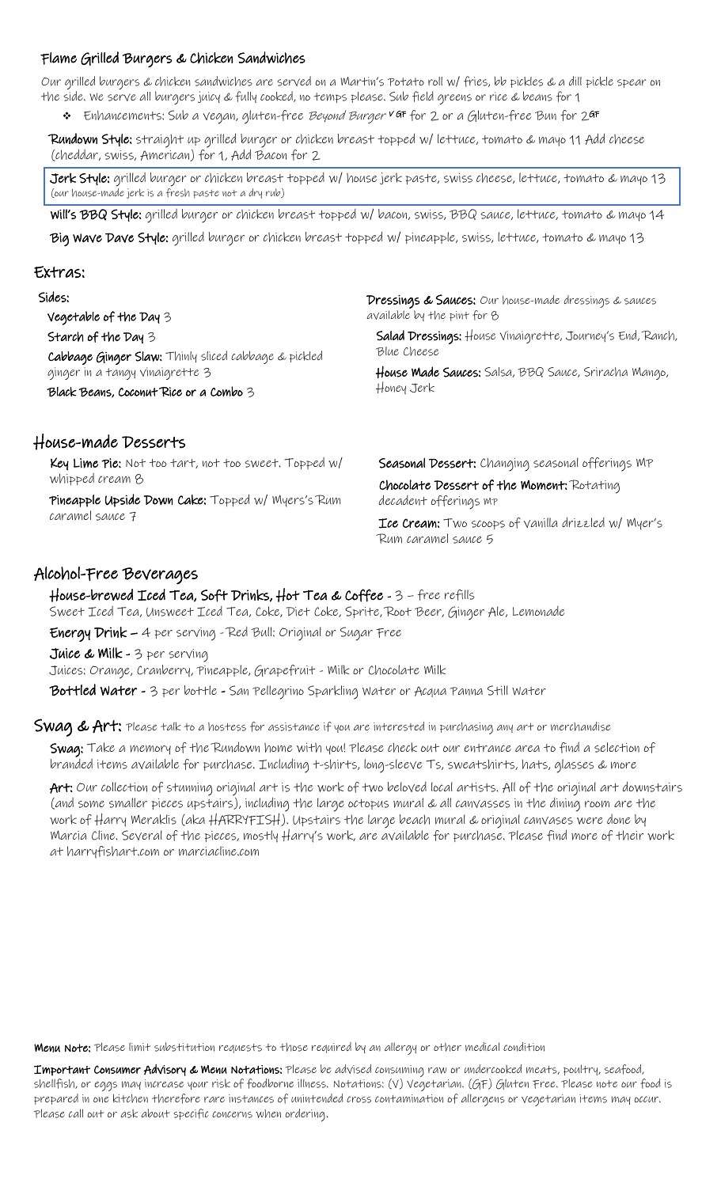## Flame Grilled Burgers & Chicken Sandwiches

Our grilled burgers & chicken sandwiches are served on a Martin's Potato roll w/ fries, bb pickles & a dill pickle spear on the side. We serve all burgers juicy & fully cooked, no temps please. Sub field greens or rice & beans for 1

- Enhancements: Sub a vegan, gluten-free *Beyond Burger* V GF for 2 or a Gluten-free Bun for 2 GF

**Rundown Style:** straight up grilled burger or chicken breast topped w/ lettuce, tomato & mayo 11 Add cheese (cheddar, swiss, American) for 1, Add Bacon for 2

**Jerk Style:** grilled burger or chicken breast topped w/ house jerk paste, swiss cheese, lettuce, tomato & mayo 13
(our house-made jerk is a fresh paste not a dry rub)

**Will's BBQ Style:** grilled burger or chicken breast topped w/ bacon, swiss, BBQ sauce, lettuce, tomato & mayo 14

**Big Wave Dave Style:** grilled burger or chicken breast topped w/ pineapple, swiss, lettuce, tomato & mayo 13

## Extras:

### Sides:

**Vegetable of the Day** 3

**Starch of the Day** 3

**Cabbage Ginger Slaw:** Thinly sliced cabbage & pickled ginger in a tangy vinaigrette 3

**Black Beans, Coconut Rice or a Combo** 3

### Dressings & Sauces:

Our house-made dressings & sauces available by the pint for 8

**Salad Dressings:** House Vinaigrette, Journey's End, Ranch, Blue Cheese

**House Made Sauces:** Salsa, BBQ Sauce, Sriracha Mango, Honey Jerk

## House-made Desserts

**Key Lime Pie:** Not too tart, not too sweet. Topped w/ whipped cream 8

**Pineapple Upside Down Cake:** Topped w/ Myers's Rum caramel sauce 7

**Seasonal Dessert:** Changing seasonal offerings MP

**Chocolate Dessert of the Moment:** Rotating decadent offerings MP

**Ice Cream:** Two scoops of vanilla drizzled w/ Myer's Rum caramel sauce 5

## Alcohol-Free Beverages

**House-brewed Iced Tea, Soft Drinks, Hot Tea & Coffee** - 3 – free refills
Sweet Iced Tea, Unsweet Iced Tea, Coke, Diet Coke, Sprite, Root Beer, Ginger Ale, Lemonade

**Energy Drink** – 4 per serving - Red Bull: Original or Sugar Free

**Juice & Milk** - 3 per serving
Juices: Orange, Cranberry, Pineapple, Grapefruit - Milk or Chocolate Milk

**Bottled Water** - 3 per bottle - San Pellegrino Sparkling Water or Acqua Panna Still Water

## Swag & Art:

Please talk to a hostess for assistance if you are interested in purchasing any art or merchandise

**Swag:** Take a memory of the Rundown home with you! Please check out our entrance area to find a selection of branded items available for purchase. Including t-shirts, long-sleeve Ts, sweatshirts, hats, glasses & more

**Art:** Our collection of stunning original art is the work of two beloved local artists. All of the original art downstairs (and some smaller pieces upstairs), including the large octopus mural & all canvasses in the dining room are the work of Harry Meraklis (aka HARRYFISH). Upstairs the large beach mural & original canvases were done by Marcia Cline. Several of the pieces, mostly Harry's work, are available for purchase. Please find more of their work at harryfishart.com or marciacline.com

**Menu Note:** Please limit substitution requests to those required by an allergy or other medical condition

**Important Consumer Advisory & Menu Notations:** Please be advised consuming raw or undercooked meats, poultry, seafood, shellfish, or eggs may increase your risk of foodborne illness. Notations: (V) Vegetarian. (GF) Gluten Free. Please note our food is prepared in one kitchen therefore rare instances of unintended cross contamination of allergens or vegetarian items may occur. Please call out or ask about specific concerns when ordering.